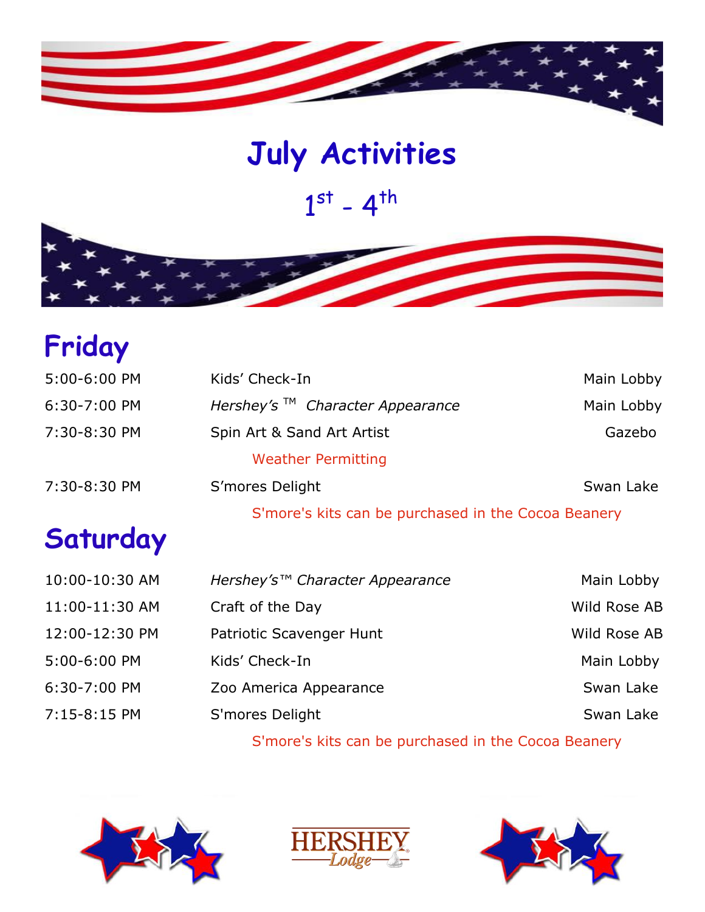# July Activities

## 1st - 4th

## Friday

| | | |
|---|---|---|
| 5:00-6:00 PM | Kids' Check-In | Main Lobby |
| 6:30-7:00 PM | *Hershey's ™ Character Appearance* | Main Lobby |
| 7:30-8:30 PM | Spin Art & Sand Art Artist<br>Weather Permitting | Gazebo |
| 7:30-8:30 PM | S'mores Delight<br>S'more's kits can be purchased in the Cocoa Beanery | Swan Lake |

## Saturday

| | | |
|---|---|---|
| 10:00-10:30 AM | *Hershey's™ Character Appearance* | Main Lobby |
| 11:00-11:30 AM | Craft of the Day | Wild Rose AB |
| 12:00-12:30 PM | Patriotic Scavenger Hunt | Wild Rose AB |
| 5:00-6:00 PM | Kids' Check-In | Main Lobby |
| 6:30-7:00 PM | Zoo America Appearance | Swan Lake |
| 7:15-8:15 PM | S'mores Delight<br>S'more's kits can be purchased in the Cocoa Beanery | Swan Lake |

HERSHEY Lodge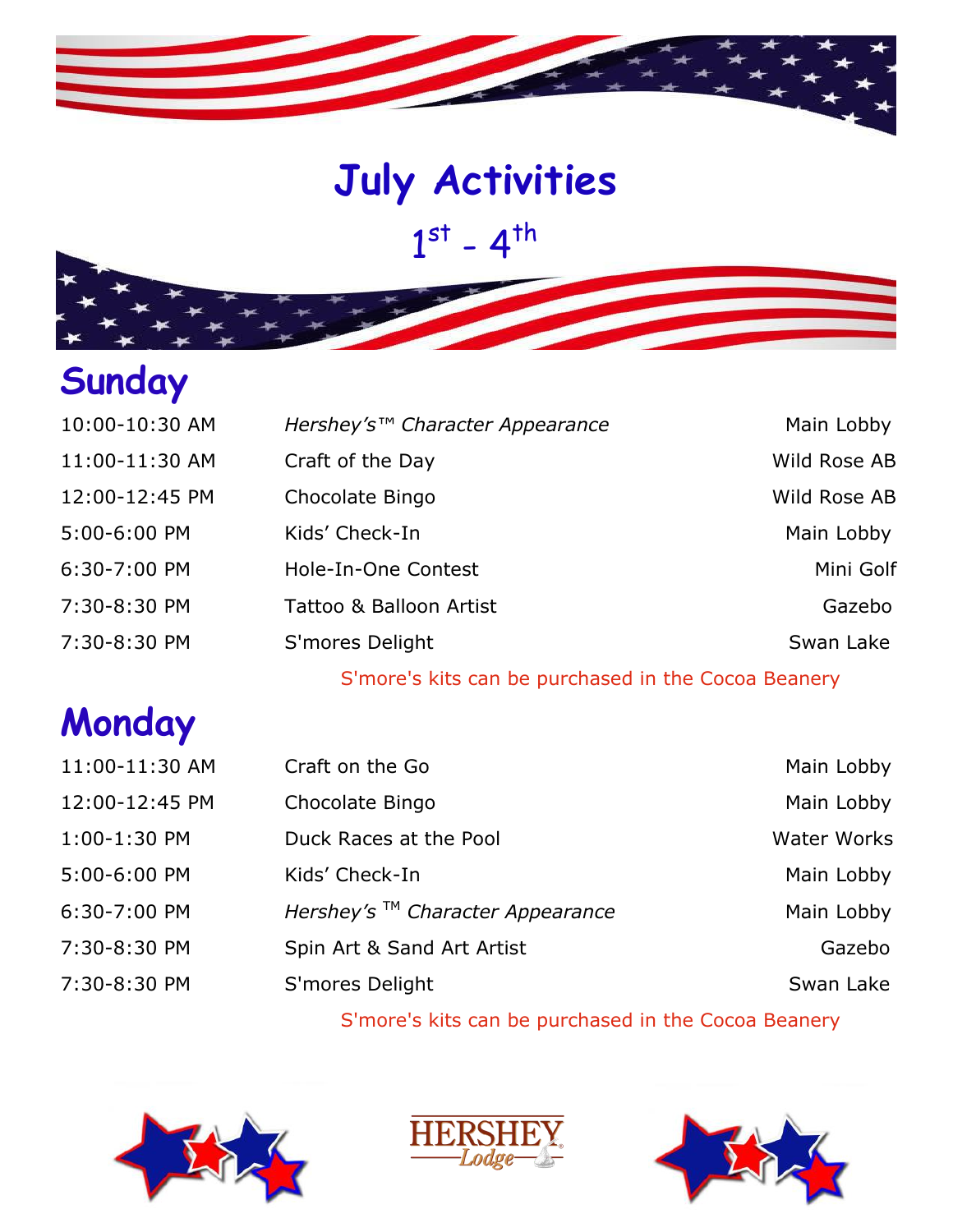# July Activities

1st - 4th

## Sunday

| | | |
|---|---|---|
| 10:00-10:30 AM | *Hershey's™ Character Appearance* | Main Lobby |
| 11:00-11:30 AM | Craft of the Day | Wild Rose AB |
| 12:00-12:45 PM | Chocolate Bingo | Wild Rose AB |
| 5:00-6:00 PM | Kids' Check-In | Main Lobby |
| 6:30-7:00 PM | Hole-In-One Contest | Mini Golf |
| 7:30-8:30 PM | Tattoo & Balloon Artist | Gazebo |
| 7:30-8:30 PM | S'mores Delight | Swan Lake |

S'more's kits can be purchased in the Cocoa Beanery

## Monday

| | | |
|---|---|---|
| 11:00-11:30 AM | Craft on the Go | Main Lobby |
| 12:00-12:45 PM | Chocolate Bingo | Main Lobby |
| 1:00-1:30 PM | Duck Races at the Pool | Water Works |
| 5:00-6:00 PM | Kids' Check-In | Main Lobby |
| 6:30-7:00 PM | *Hershey's ™ Character Appearance* | Main Lobby |
| 7:30-8:30 PM | Spin Art & Sand Art Artist | Gazebo |
| 7:30-8:30 PM | S'mores Delight | Swan Lake |

S'more's kits can be purchased in the Cocoa Beanery

HERSHEY Lodge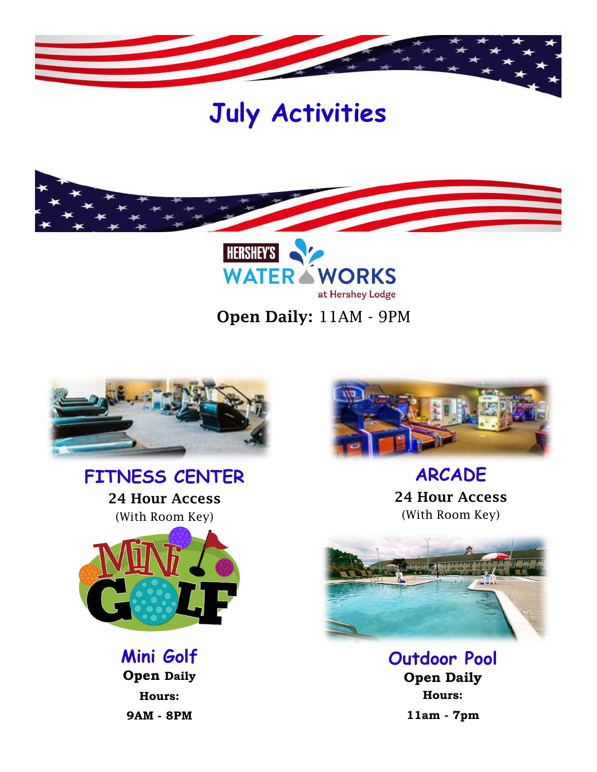# July Activities

HERSHEY'S WATER WORKS at Hershey Lodge

**Open Daily:** 11AM - 9PM

## FITNESS CENTER

**24 Hour Access**

(With Room Key)

## ARCADE

**24 Hour Access**

(With Room Key)

## Mini Golf

**Open Daily**

**Hours:**

**9AM - 8PM**

## Outdoor Pool

**Open Daily**

**Hours:**

**11am - 7pm**